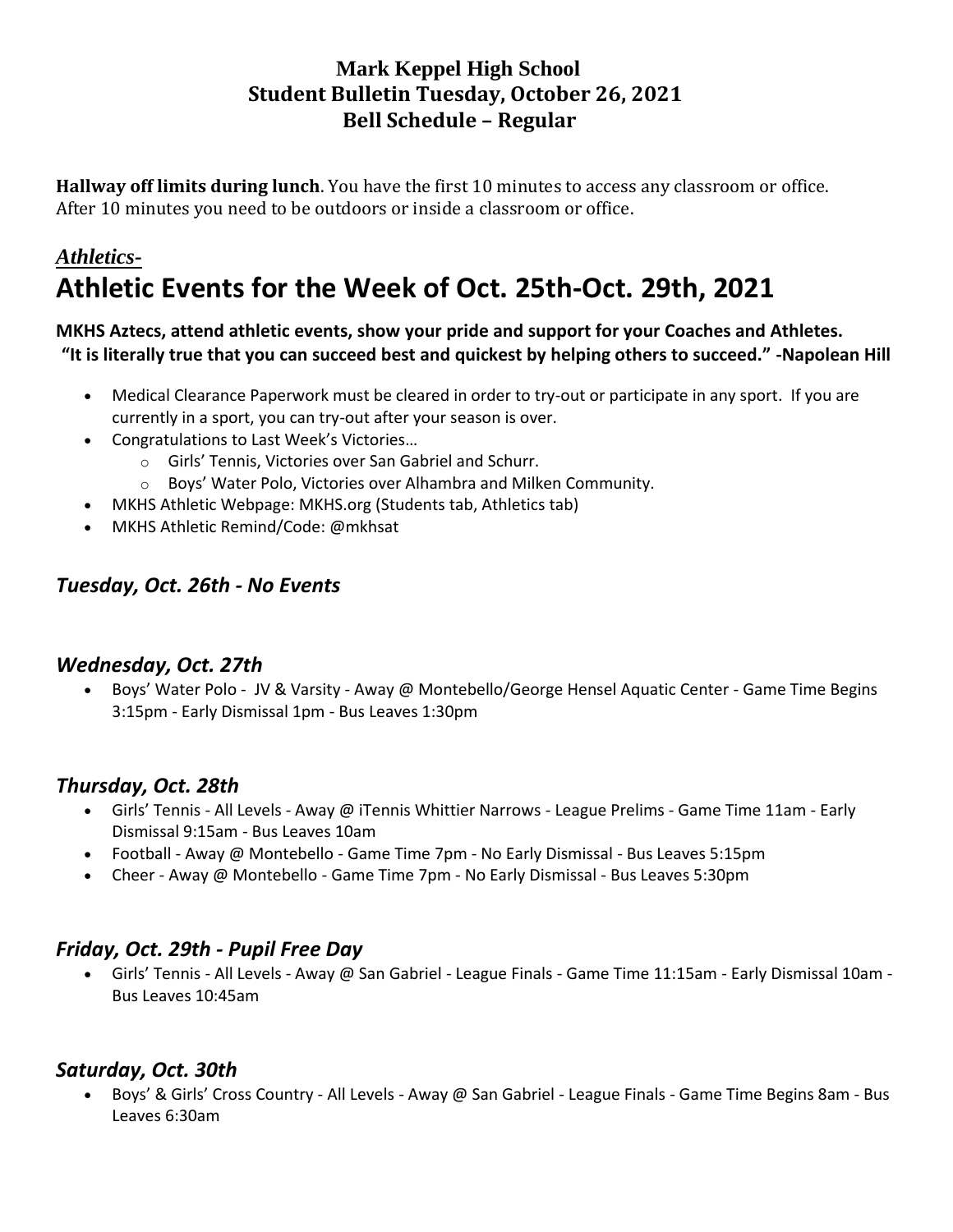**Mark Keppel High School**
**Student Bulletin Tuesday, October 26, 2021**
**Bell Schedule – Regular**

**Hallway off limits during lunch**. You have the first 10 minutes to access any classroom or office. After 10 minutes you need to be outdoors or inside a classroom or office.

***Athletics-***

# Athletic Events for the Week of Oct. 25th-Oct. 29th, 2021

**MKHS Aztecs, attend athletic events, show your pride and support for your Coaches and Athletes.**
**"It is literally true that you can succeed best and quickest by helping others to succeed." -Napolean Hill**

- Medical Clearance Paperwork must be cleared in order to try-out or participate in any sport. If you are currently in a sport, you can try-out after your season is over.
- Congratulations to Last Week's Victories…
  - Girls' Tennis, Victories over San Gabriel and Schurr.
  - Boys' Water Polo, Victories over Alhambra and Milken Community.
- MKHS Athletic Webpage: MKHS.org (Students tab, Athletics tab)
- MKHS Athletic Remind/Code: @mkhsat

### *Tuesday, Oct. 26th - No Events*

### *Wednesday, Oct. 27th*

- Boys' Water Polo - JV & Varsity - Away @ Montebello/George Hensel Aquatic Center - Game Time Begins 3:15pm - Early Dismissal 1pm - Bus Leaves 1:30pm

### *Thursday, Oct. 28th*

- Girls' Tennis - All Levels - Away @ iTennis Whittier Narrows - League Prelims - Game Time 11am - Early Dismissal 9:15am - Bus Leaves 10am
- Football - Away @ Montebello - Game Time 7pm - No Early Dismissal - Bus Leaves 5:15pm
- Cheer - Away @ Montebello - Game Time 7pm - No Early Dismissal - Bus Leaves 5:30pm

### *Friday, Oct. 29th - Pupil Free Day*

- Girls' Tennis - All Levels - Away @ San Gabriel - League Finals - Game Time 11:15am - Early Dismissal 10am - Bus Leaves 10:45am

### *Saturday, Oct. 30th*

- Boys' & Girls' Cross Country - All Levels - Away @ San Gabriel - League Finals - Game Time Begins 8am - Bus Leaves 6:30am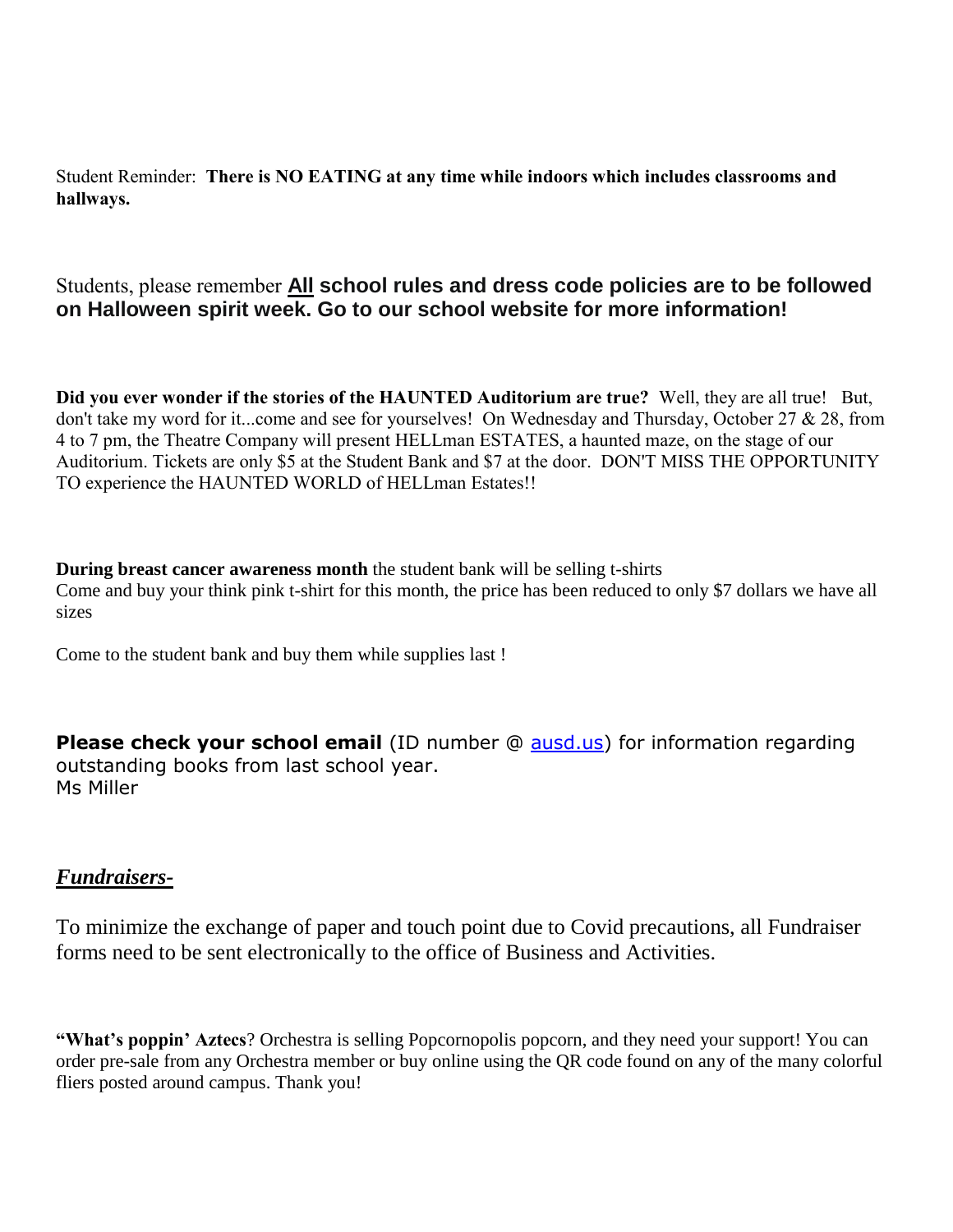Student Reminder: **There is NO EATING at any time while indoors which includes classrooms and hallways.**

Students, please remember **<u>All</u> school rules and dress code policies are to be followed on Halloween spirit week. Go to our school website for more information!**

**Did you ever wonder if the stories of the HAUNTED Auditorium are true?** Well, they are all true! But, don't take my word for it...come and see for yourselves! On Wednesday and Thursday, October 27 & 28, from 4 to 7 pm, the Theatre Company will present HELLman ESTATES, a haunted maze, on the stage of our Auditorium. Tickets are only $5 at the Student Bank and $7 at the door. DON'T MISS THE OPPORTUNITY TO experience the HAUNTED WORLD of HELLman Estates!!

**During breast cancer awareness month** the student bank will be selling t-shirts
Come and buy your think pink t-shirt for this month, the price has been reduced to only $7 dollars we have all sizes

Come to the student bank and buy them while supplies last !

**Please check your school email** (ID number @ ausd.us) for information regarding outstanding books from last school year.
Ms Miller

***<u>Fundraisers-</u>***

To minimize the exchange of paper and touch point due to Covid precautions, all Fundraiser forms need to be sent electronically to the office of Business and Activities.

**"What's poppin' Aztecs**? Orchestra is selling Popcornopolis popcorn, and they need your support! You can order pre-sale from any Orchestra member or buy online using the QR code found on any of the many colorful fliers posted around campus. Thank you!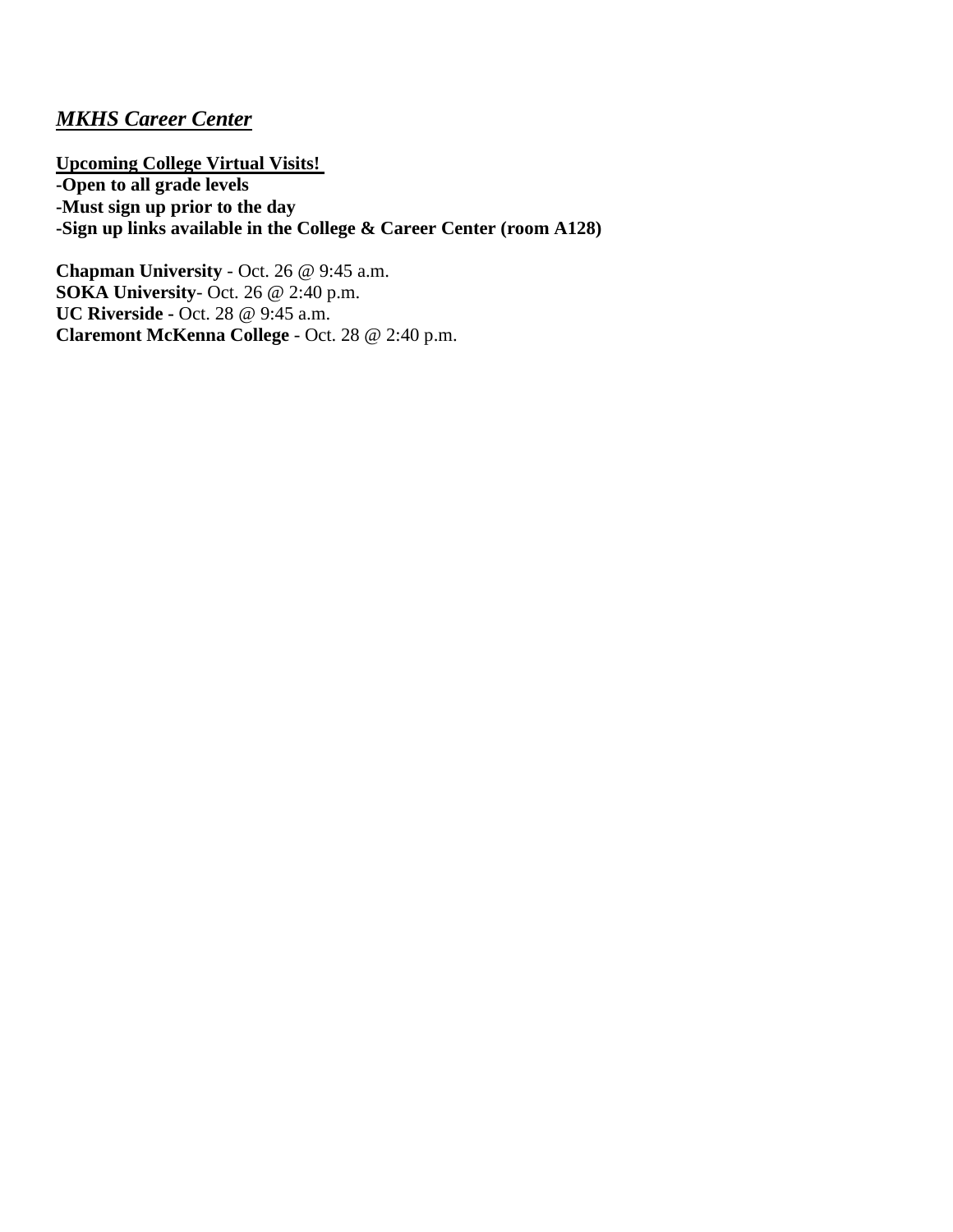## *MKHS Career Center*

**Upcoming College Virtual Visits!**
**-Open to all grade levels**
**-Must sign up prior to the day**
**-Sign up links available in the College & Career Center (room A128)**

**Chapman University** - Oct. 26 @ 9:45 a.m.
**SOKA University**- Oct. 26 @ 2:40 p.m.
**UC Riverside -** Oct. 28 @ 9:45 a.m.
**Claremont McKenna College** - Oct. 28 @ 2:40 p.m.